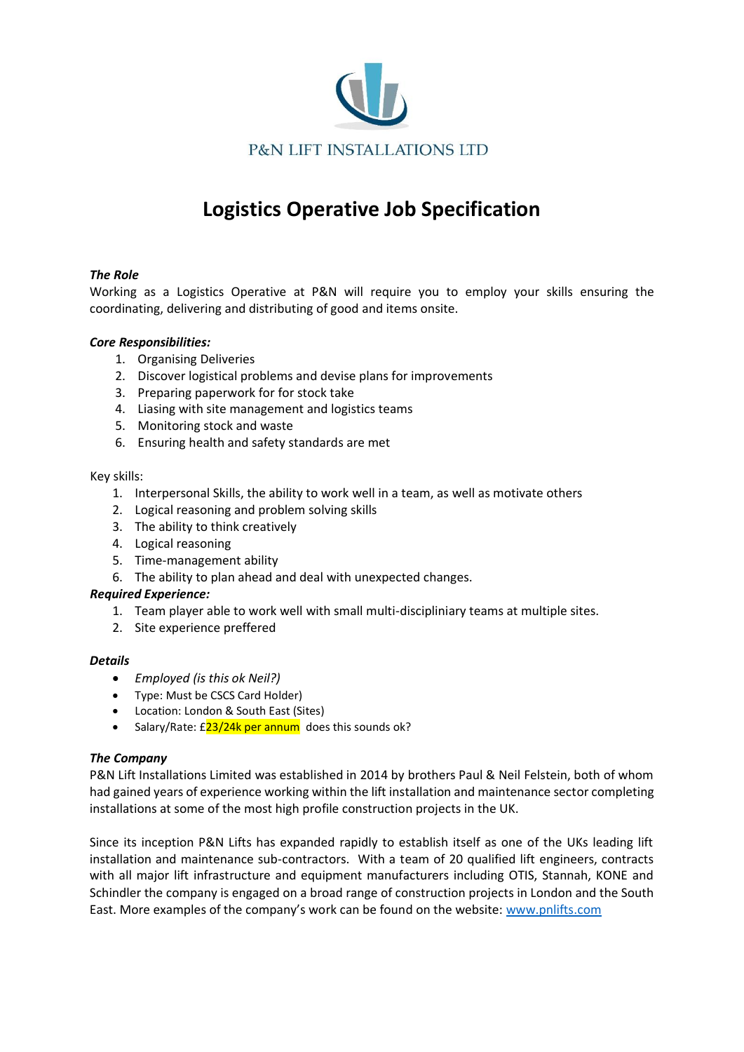P&N LIFT INSTALLATIONS LTD

# Logistics Operative Job Specification

***The Role***

Working as a Logistics Operative at P&N will require you to employ your skills ensuring the coordinating, delivering and distributing of good and items onsite.

***Core Responsibilities:***

1. Organising Deliveries
2. Discover logistical problems and devise plans for improvements
3. Preparing paperwork for for stock take
4. Liasing with site management and logistics teams
5. Monitoring stock and waste
6. Ensuring health and safety standards are met

Key skills:

1. Interpersonal Skills, the ability to work well in a team, as well as motivate others
2. Logical reasoning and problem solving skills
3. The ability to think creatively
4. Logical reasoning
5. Time-management ability
6. The ability to plan ahead and deal with unexpected changes.

***Required Experience:***

1. Team player able to work well with small multi-disciplininary teams at multiple sites.
2. Site experience preffered

***Details***

- *Employed (is this ok Neil?)*
- Type: Must be CSCS Card Holder)
- Location: London & South East (Sites)
- Salary/Rate: £23/24k per annum does this sounds ok?

***The Company***

P&N Lift Installations Limited was established in 2014 by brothers Paul & Neil Felstein, both of whom had gained years of experience working within the lift installation and maintenance sector completing installations at some of the most high profile construction projects in the UK.

Since its inception P&N Lifts has expanded rapidly to establish itself as one of the UKs leading lift installation and maintenance sub-contractors. With a team of 20 qualified lift engineers, contracts with all major lift infrastructure and equipment manufacturers including OTIS, Stannah, KONE and Schindler the company is engaged on a broad range of construction projects in London and the South East. More examples of the company's work can be found on the website: [www.pnlifts.com](http://www.pnlifts.com)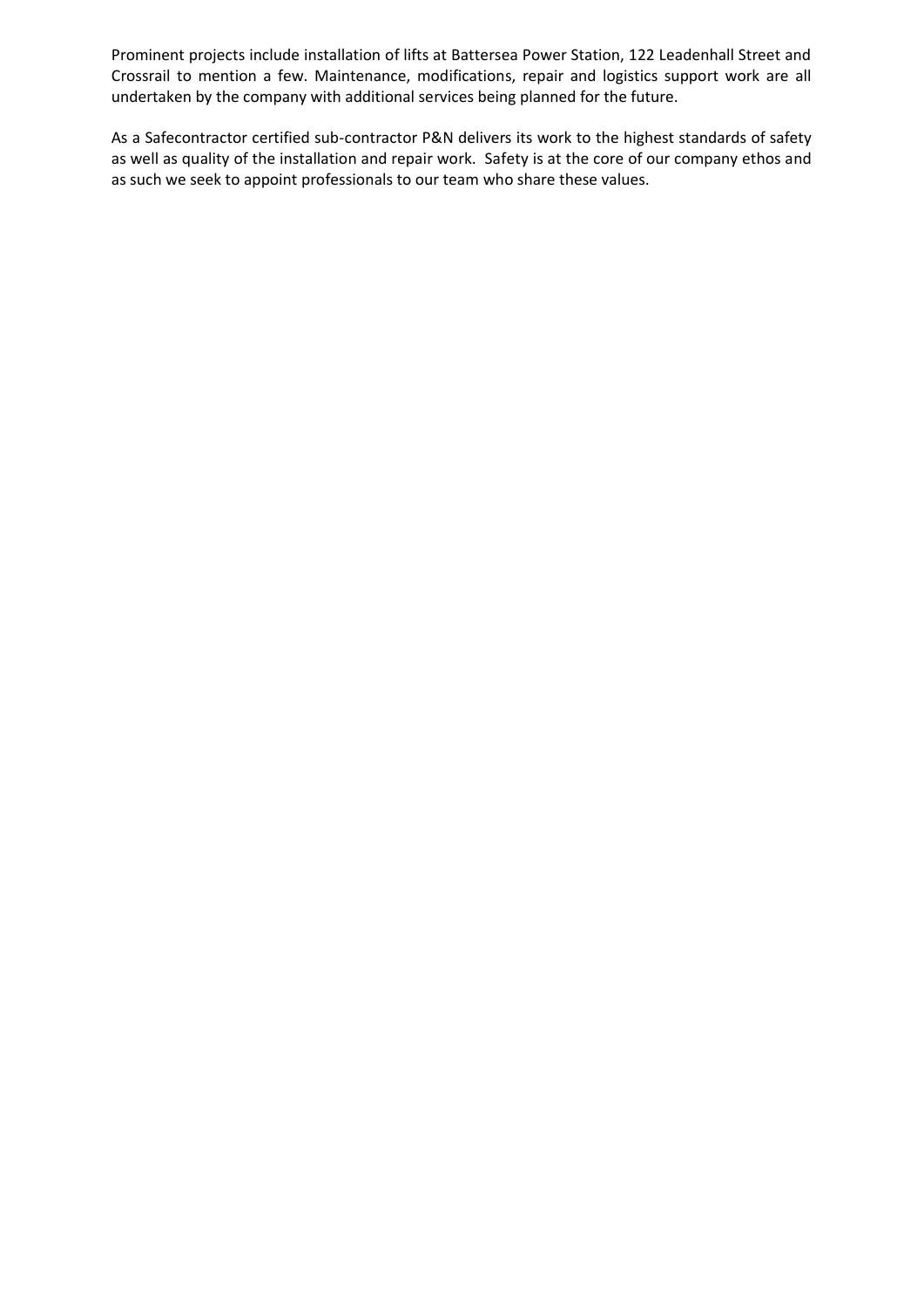Prominent projects include installation of lifts at Battersea Power Station, 122 Leadenhall Street and Crossrail to mention a few. Maintenance, modifications, repair and logistics support work are all undertaken by the company with additional services being planned for the future.

As a Safecontractor certified sub-contractor P&N delivers its work to the highest standards of safety as well as quality of the installation and repair work. Safety is at the core of our company ethos and as such we seek to appoint professionals to our team who share these values.